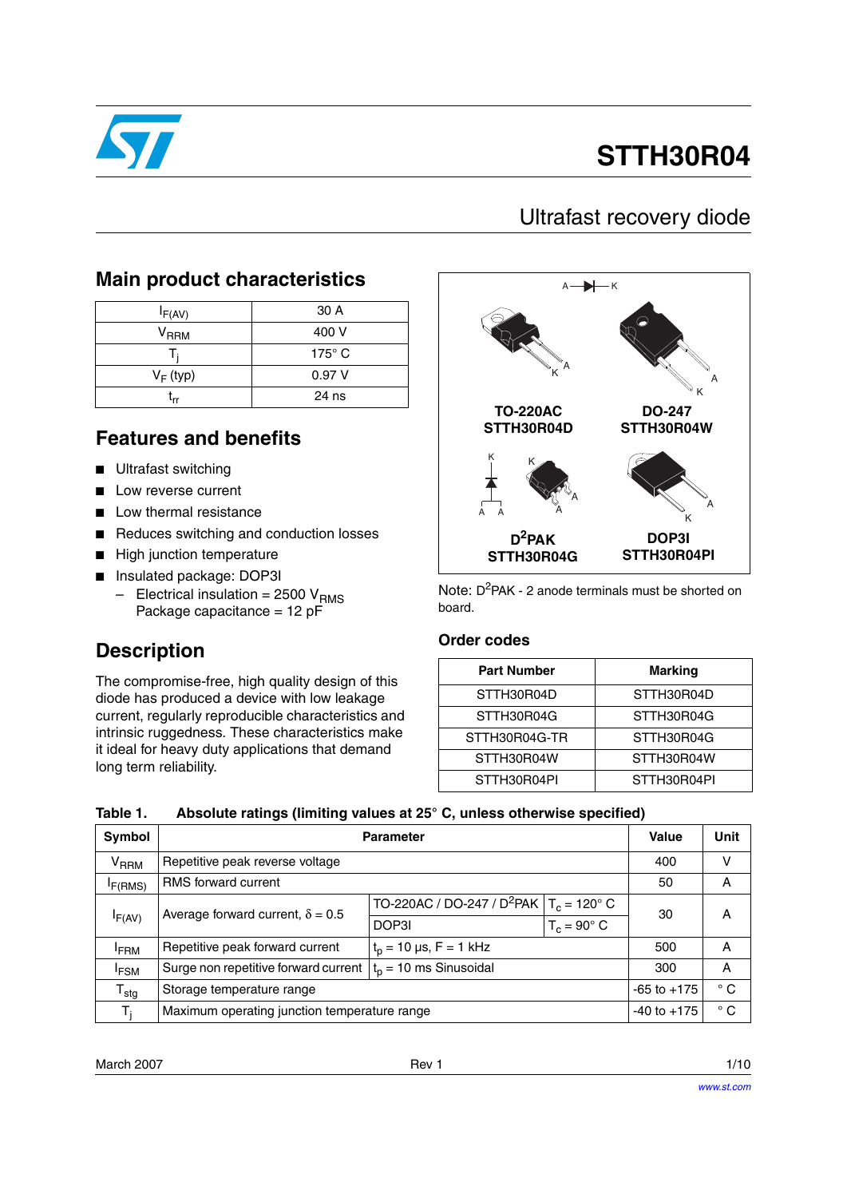# STTH30R04

## Ultrafast recovery diode

## Main product characteristics

| | |
|---|---|
| $I_{F(AV)}$ | 30 A |
| $V_{RRM}$ | 400 V |
| $T_j$ | 175° C |
| $V_F$ (typ) | 0.97 V |
| $t_{rr}$ | 24 ns |

## Features and benefits

- Ultrafast switching
- Low reverse current
- Low thermal resistance
- Reduces switching and conduction losses
- High junction temperature
- Insulated package: DOP3I
  - Electrical insulation = 2500 $V_{RMS}$
    Package capacitance = 12 pF

## Description

The compromise-free, high quality design of this diode has produced a device with low leakage current, regularly reproducible characteristics and intrinsic ruggedness. These characteristics make it ideal for heavy duty applications that demand long term reliability.

A — K

K A
**TO-220AC**
**STTH30R04D**

K A
**DO-247**
**STTH30R04W**

K
A A
K
A
**D²PAK**
**STTH30R04G**

A
K
**DOP3I**
**STTH30R04PI**

Note: D²PAK - 2 anode terminals must be shorted on board.

## Order codes

| Part Number | Marking |
|---|---|
| STTH30R04D | STTH30R04D |
| STTH30R04G | STTH30R04G |
| STTH30R04G-TR | STTH30R04G |
| STTH30R04W | STTH30R04W |
| STTH30R04PI | STTH30R04PI |

**Table 1. Absolute ratings (limiting values at 25° C, unless otherwise specified)**

| Symbol | Parameter | | | Value | Unit |
|---|---|---|---|---|---|
| $V_{RRM}$ | Repetitive peak reverse voltage | | | 400 | V |
| $I_{F(RMS)}$ | RMS forward current | | | 50 | A |
| $I_{F(AV)}$ | Average forward current, $\delta$ = 0.5 | TO-220AC / DO-247 / D²PAK | $T_c$ = 120° C | 30 | A |
| | | DOP3I | $T_c$ = 90° C | | |
| $I_{FRM}$ | Repetitive peak forward current | $t_p$ = 10 µs, F = 1 kHz | | 500 | A |
| $I_{FSM}$ | Surge non repetitive forward current | $t_p$ = 10 ms Sinusoidal | | 300 | A |
| $T_{stg}$ | Storage temperature range | | | -65 to +175 | ° C |
| $T_j$ | Maximum operating junction temperature range | | | -40 to +175 | ° C |

March 2007 Rev 1

www.st.com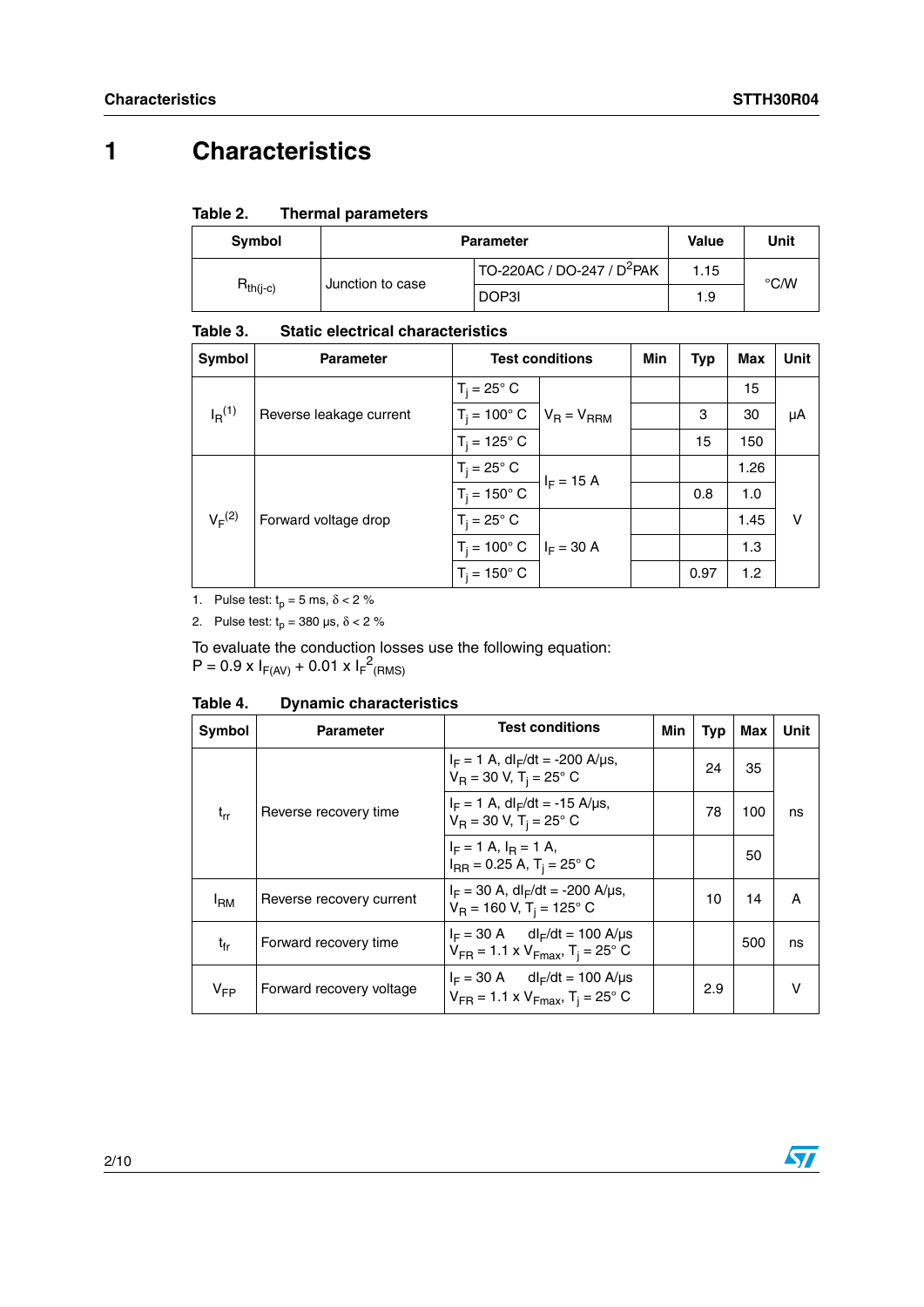# 1 Characteristics

**Table 2. Thermal parameters**

| Symbol | Parameter | | Value | Unit |
|---|---|---|---|---|
| $R_{th(j-c)}$ | Junction to case | TO-220AC / DO-247 / $D^2PAK$ | 1.15 | °C/W |
| | | DOP3I | 1.9 | |

**Table 3. Static electrical characteristics**

| Symbol | Parameter | Test conditions | | Min | Typ | Max | Unit |
|---|---|---|---|---|---|---|---|
| $I_R$ [(1)] | Reverse leakage current | $T_j$ = 25° C | $V_R = V_{RRM}$ | | | 15 | µA |
| | | $T_j$ = 100° C | | | 3 | 30 | |
| | | $T_j$ = 125° C | | | 15 | 150 | |
| $V_F$ [(2)] | Forward voltage drop | $T_j$ = 25° C | $I_F$ = 15 A | | | 1.26 | V |
| | | $T_j$ = 150° C | | | 0.8 | 1.0 | |
| | | $T_j$ = 25° C | $I_F$ = 30 A | | | 1.45 | |
| | | $T_j$ = 100° C | | | | 1.3 | |
| | | $T_j$ = 150° C | | | 0.97 | 1.2 | |

1. Pulse test: $t_p$ = 5 ms, $\delta$ < 2 %
2. Pulse test: $t_p$ = 380 µs, $\delta$ < 2 %

To evaluate the conduction losses use the following equation:
$P = 0.9 \times I_{F(AV)} + 0.01 \times I_F^{2}{}_{(RMS)}$

**Table 4. Dynamic characteristics**

| Symbol | Parameter | Test conditions | Min | Typ | Max | Unit |
|---|---|---|---|---|---|---|
| $t_{rr}$ | Reverse recovery time | $I_F$ = 1 A, $dI_F/dt$ = -200 A/µs, $V_R$ = 30 V, $T_j$ = 25° C | | 24 | 35 | ns |
| | | $I_F$ = 1 A, $dI_F/dt$ = -15 A/µs, $V_R$ = 30 V, $T_j$ = 25° C | | 78 | 100 | |
| | | $I_F$ = 1 A, $I_R$ = 1 A, $I_{RR}$ = 0.25 A, $T_j$ = 25° C | | | 50 | |
| $I_{RM}$ | Reverse recovery current | $I_F$ = 30 A, $dI_F/dt$ = -200 A/µs, $V_R$ = 160 V, $T_j$ = 125° C | | 10 | 14 | A |
| $t_{fr}$ | Forward recovery time | $I_F$ = 30 A $dI_F/dt$ = 100 A/µs $V_{FR} = 1.1 \times V_{Fmax}$, $T_j$ = 25° C | | | 500 | ns |
| $V_{FP}$ | Forward recovery voltage | $I_F$ = 30 A $dI_F/dt$ = 100 A/µs $V_{FR} = 1.1 \times V_{Fmax}$, $T_j$ = 25° C | | 2.9 | | V |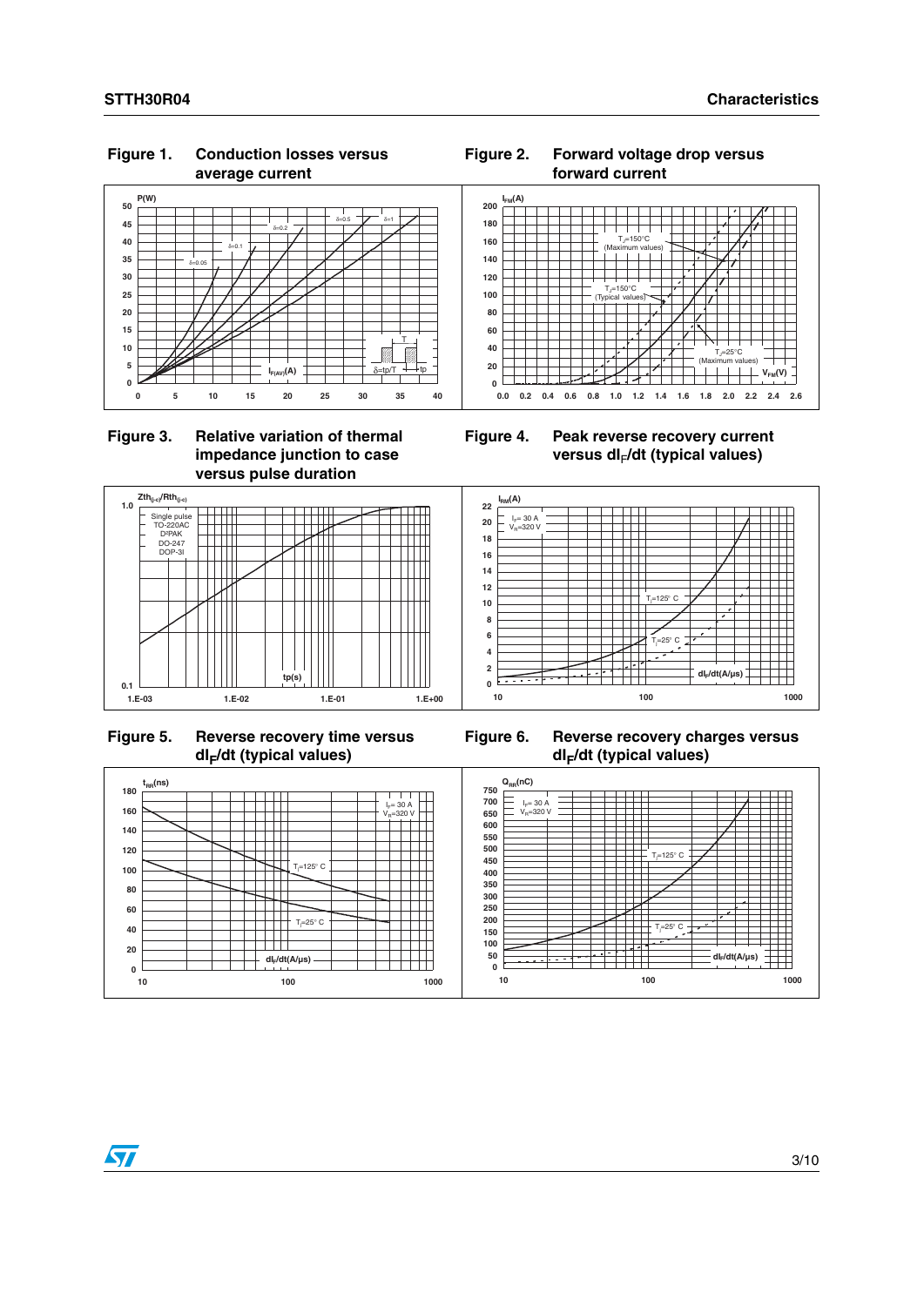Figure 1. Conduction losses versus average current

P(W)
50
45
40
35
30
25
20
15
10
5
0
0 5 10 15 20 25 30 35 40
δ=0.05
δ=0.1
δ=0.2
δ=0.5
δ=1
T
$I_{F(AV)}$(A)
δ=tp/T
tp

Figure 2. Forward voltage drop versus forward current

$I_{FM}$(A)
200
180
160
140
120
100
80
60
40
20
0
0.0 0.2 0.4 0.6 0.8 1.0 1.2 1.4 1.6 1.8 2.0 2.2 2.4 2.6
$T_j$=150°C (Maximum values)
$T_j$=150°C (Typical values)
$T_j$=25°C (Maximum values)
$V_{FM}$(V)

Figure 3. Relative variation of thermal impedance junction to case versus pulse duration

$Zth_{(j-c)}/Rth_{(j-c)}$
1.0
0.1
Single pulse
TO-220AC
D²PAK
DO-247
DOP-3I
tp(s)
1.E-03 1.E-02 1.E-01 1.E+00

Figure 4. Peak reverse recovery current versus $dI_F/dt$ (typical values)

$I_{RM}$(A)
22
20
18
16
14
12
10
8
6
4
2
0
$I_F$= 30 A
$V_R$=320 V
$T_j$=125° C
$T_j$=25° C
$dI_F/dt$(A/µs)
10 100 1000

Figure 5. Reverse recovery time versus $dI_F/dt$ (typical values)

$t_{RR}$(ns)
180
160
140
120
100
80
60
40
20
0
$I_F$= 30 A
$V_R$=320 V
$T_j$=125° C
$T_j$=25° C
$dI_F/dt$(A/µs)
10 100 1000

Figure 6. Reverse recovery charges versus $dI_F/dt$ (typical values)

$Q_{RR}$(nC)
750
700
650
600
550
500
450
400
350
300
250
200
150
100
50
0
$I_F$= 30 A
$V_R$=320 V
$T_j$=125° C
$T_j$=25° C
$dI_F/dt$(A/µs)
10 100 1000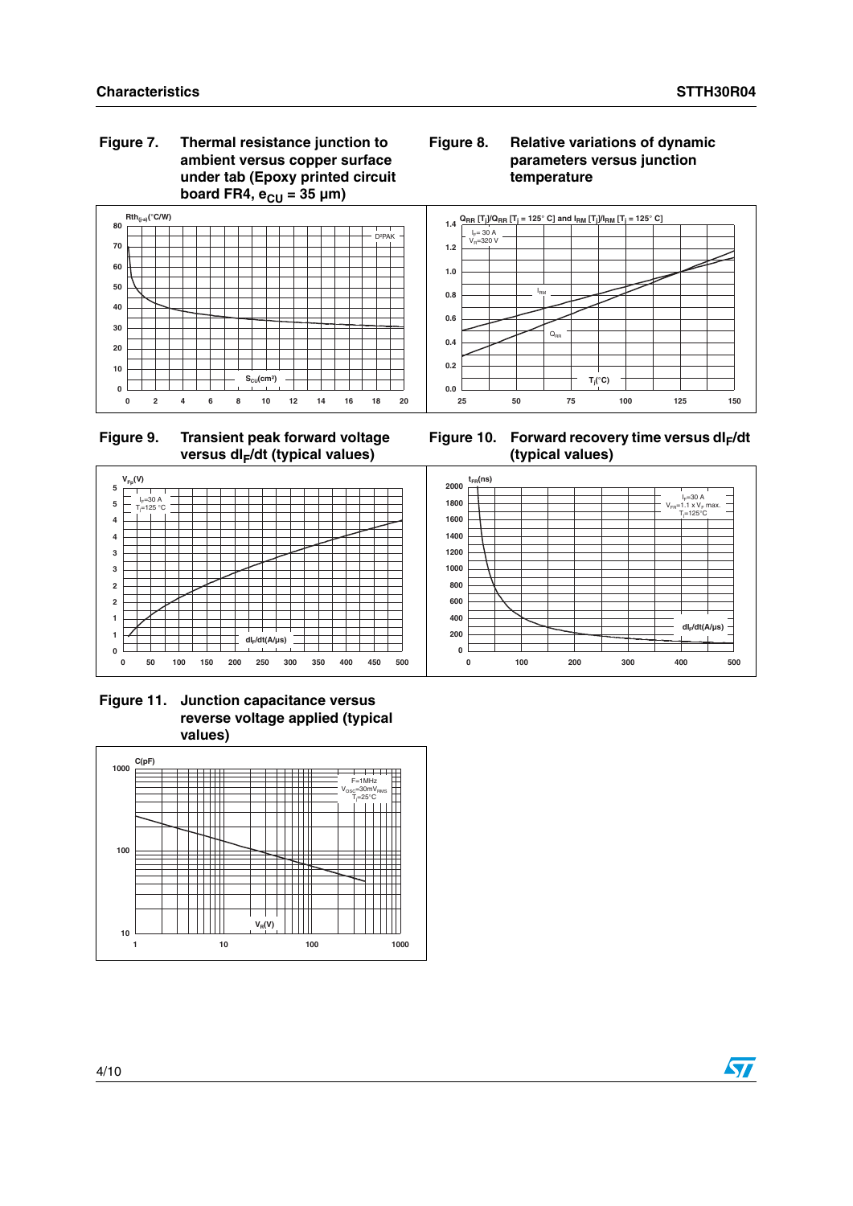**Figure 7. Thermal resistance junction to ambient versus copper surface under tab (Epoxy printed circuit board FR4, $e_{CU}$ = 35 µm)**

$Rth_{(j-a)}$(°C/W)
80
70
60
50
40
30
20
10
0
D²PAK
$S_{CU}$(cm²)
0 2 4 6 8 10 12 14 16 18 20

**Figure 8. Relative variations of dynamic parameters versus junction temperature**

$Q_{RR}$ [$T_j$]/$Q_{RR}$ [$T_j$ = 125° C] and $I_{RM}$ [$T_j$]/$I_{RM}$ [$T_j$ = 125° C]
1.4
1.2
1.0
0.8
0.6
0.4
0.2
0.0
$I_F$= 30 A
$V_R$=320 V
$I_{RM}$
$Q_{RR}$
$T_j$(°C)
25 50 75 100 125 150

**Figure 9. Transient peak forward voltage versus $dI_F/dt$ (typical values)**

$V_{FP}$(V)
5
5
4
4
3
3
2
2
1
1
0
$I_F$=30 A
$T_j$=125 °C
$dI_F/dt$(A/µs)
0 50 100 150 200 250 300 350 400 450 500

**Figure 10. Forward recovery time versus $dI_F/dt$ (typical values)**

$t_{FR}$(ns)
2000
1800
1600
1400
1200
1000
800
600
400
200
0
$I_F$=30 A
$V_{FR}$=1.1 x $V_F$ max.
$T_j$=125°C
$dI_F/dt$(A/µs)
0 100 200 300 400 500

**Figure 11. Junction capacitance versus reverse voltage applied (typical values)**

C(pF)
1000
100
10
F=1MHz
$V_{OSC}$=30m$V_{RMS}$
$T_j$=25°C
$V_R$(V)
1 10 100 1000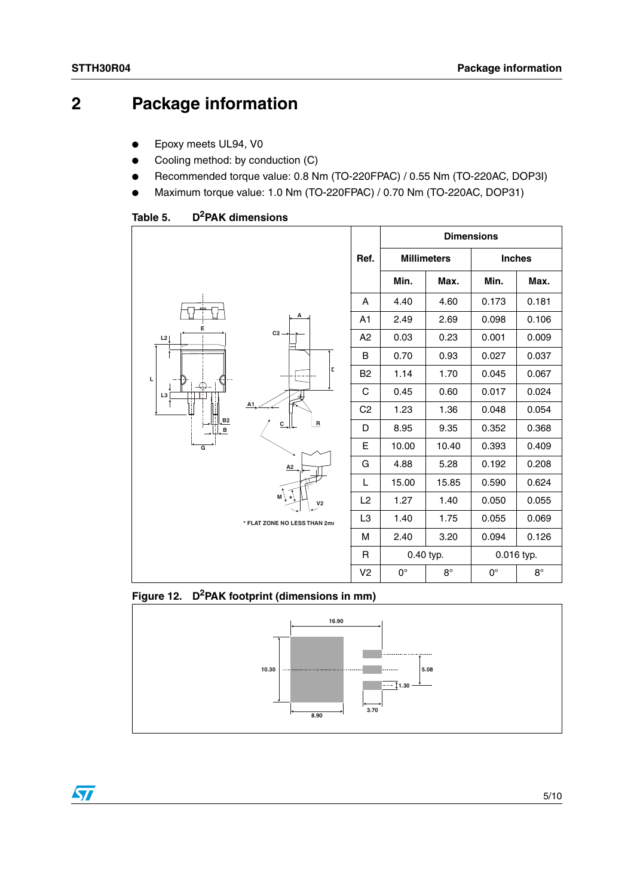# 2 Package information

- Epoxy meets UL94, V0
- Cooling method: by conduction (C)
- Recommended torque value: 0.8 Nm (TO-220FPAC) / 0.55 Nm (TO-220AC, DOP3I)
- Maximum torque value: 1.0 Nm (TO-220FPAC) / 0.70 Nm (TO-220AC, DOP31)

**Table 5. D²PAK dimensions**

* FLAT ZONE NO LESS THAN 2mm

| Ref. | Dimensions | | | |
|---|---|---|---|---|
| | Millimeters | | Inches | |
| | Min. | Max. | Min. | Max. |
| A | 4.40 | 4.60 | 0.173 | 0.181 |
| A1 | 2.49 | 2.69 | 0.098 | 0.106 |
| A2 | 0.03 | 0.23 | 0.001 | 0.009 |
| B | 0.70 | 0.93 | 0.027 | 0.037 |
| B2 | 1.14 | 1.70 | 0.045 | 0.067 |
| C | 0.45 | 0.60 | 0.017 | 0.024 |
| C2 | 1.23 | 1.36 | 0.048 | 0.054 |
| D | 8.95 | 9.35 | 0.352 | 0.368 |
| E | 10.00 | 10.40 | 0.393 | 0.409 |
| G | 4.88 | 5.28 | 0.192 | 0.208 |
| L | 15.00 | 15.85 | 0.590 | 0.624 |
| L2 | 1.27 | 1.40 | 0.050 | 0.055 |
| L3 | 1.40 | 1.75 | 0.055 | 0.069 |
| M | 2.40 | 3.20 | 0.094 | 0.126 |
| R | 0.40 typ. | | 0.016 typ. | |
| V2 | 0° | 8° | 0° | 8° |

**Figure 12. D²PAK footprint (dimensions in mm)**

16.90
10.30
5.08
1.30
8.90
3.70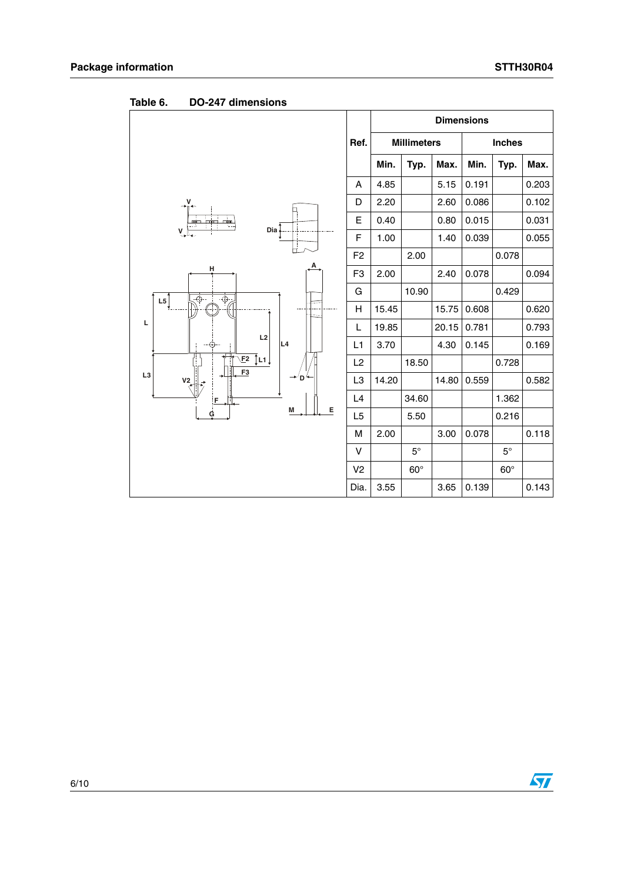Table 6. DO-247 dimensions

| Ref. | Dimensions | | | | | |
|---|---|---|---|---|---|---|
| | Millimeters | | | Inches | | |
| | Min. | Typ. | Max. | Min. | Typ. | Max. |
| A | 4.85 | | 5.15 | 0.191 | | 0.203 |
| D | 2.20 | | 2.60 | 0.086 | | 0.102 |
| E | 0.40 | | 0.80 | 0.015 | | 0.031 |
| F | 1.00 | | 1.40 | 0.039 | | 0.055 |
| F2 | | 2.00 | | | 0.078 | |
| F3 | 2.00 | | 2.40 | 0.078 | | 0.094 |
| G | | 10.90 | | | 0.429 | |
| H | 15.45 | | 15.75 | 0.608 | | 0.620 |
| L | 19.85 | | 20.15 | 0.781 | | 0.793 |
| L1 | 3.70 | | 4.30 | 0.145 | | 0.169 |
| L2 | | 18.50 | | | 0.728 | |
| L3 | 14.20 | | 14.80 | 0.559 | | 0.582 |
| L4 | | 34.60 | | | 1.362 | |
| L5 | | 5.50 | | | 0.216 | |
| M | 2.00 | | 3.00 | 0.078 | | 0.118 |
| V | | 5° | | | 5° | |
| V2 | | 60° | | | 60° | |
| Dia. | 3.55 | | 3.65 | 0.139 | | 0.143 |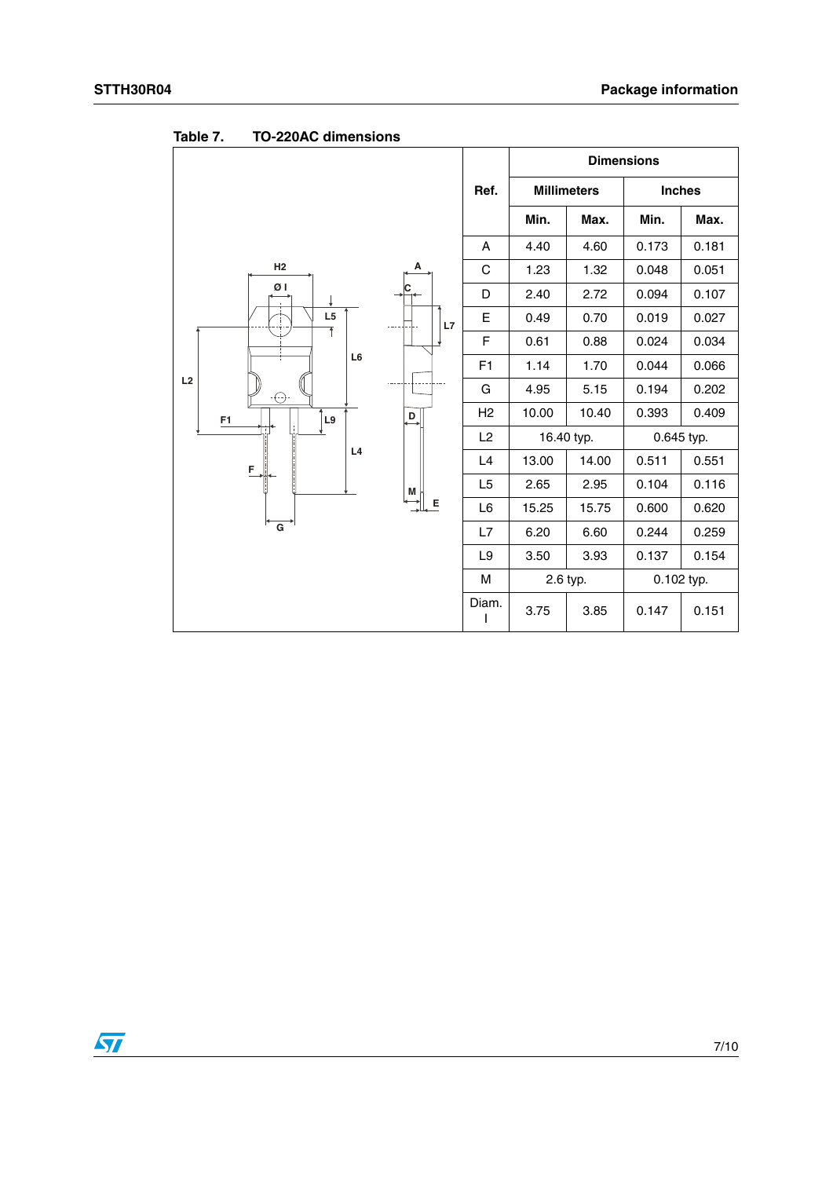**Table 7. TO-220AC dimensions**

H2
Ø I
A
C
L5
L7
L6
L2
F1
L9
D
L4
F
M
E
G

| Ref. | Dimensions | | | |
|---|---|---|---|---|
| | Millimeters | | Inches | |
| | Min. | Max. | Min. | Max. |
| A | 4.40 | 4.60 | 0.173 | 0.181 |
| C | 1.23 | 1.32 | 0.048 | 0.051 |
| D | 2.40 | 2.72 | 0.094 | 0.107 |
| E | 0.49 | 0.70 | 0.019 | 0.027 |
| F | 0.61 | 0.88 | 0.024 | 0.034 |
| F1 | 1.14 | 1.70 | 0.044 | 0.066 |
| G | 4.95 | 5.15 | 0.194 | 0.202 |
| H2 | 10.00 | 10.40 | 0.393 | 0.409 |
| L2 | 16.40 typ. | | 0.645 typ. | |
| L4 | 13.00 | 14.00 | 0.511 | 0.551 |
| L5 | 2.65 | 2.95 | 0.104 | 0.116 |
| L6 | 15.25 | 15.75 | 0.600 | 0.620 |
| L7 | 6.20 | 6.60 | 0.244 | 0.259 |
| L9 | 3.50 | 3.93 | 0.137 | 0.154 |
| M | 2.6 typ. | | 0.102 typ. | |
| Diam. I | 3.75 | 3.85 | 0.147 | 0.151 |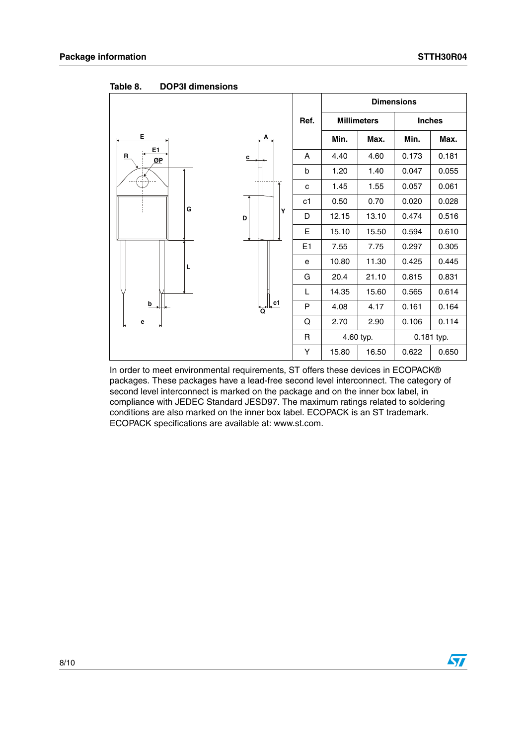Table 8. DOP3I dimensions

| Ref. | Dimensions | | | |
|---|---|---|---|---|
| | Millimeters | | Inches | |
| | Min. | Max. | Min. | Max. |
| A | 4.40 | 4.60 | 0.173 | 0.181 |
| b | 1.20 | 1.40 | 0.047 | 0.055 |
| c | 1.45 | 1.55 | 0.057 | 0.061 |
| c1 | 0.50 | 0.70 | 0.020 | 0.028 |
| D | 12.15 | 13.10 | 0.474 | 0.516 |
| E | 15.10 | 15.50 | 0.594 | 0.610 |
| E1 | 7.55 | 7.75 | 0.297 | 0.305 |
| e | 10.80 | 11.30 | 0.425 | 0.445 |
| G | 20.4 | 21.10 | 0.815 | 0.831 |
| L | 14.35 | 15.60 | 0.565 | 0.614 |
| P | 4.08 | 4.17 | 0.161 | 0.164 |
| Q | 2.70 | 2.90 | 0.106 | 0.114 |
| R | 4.60 typ. | | 0.181 typ. | |
| Y | 15.80 | 16.50 | 0.622 | 0.650 |

In order to meet environmental requirements, ST offers these devices in ECOPACK® packages. These packages have a lead-free second level interconnect. The category of second level interconnect is marked on the package and on the inner box label, in compliance with JEDEC Standard JESD97. The maximum ratings related to soldering conditions are also marked on the inner box label. ECOPACK is an ST trademark. ECOPACK specifications are available at: www.st.com.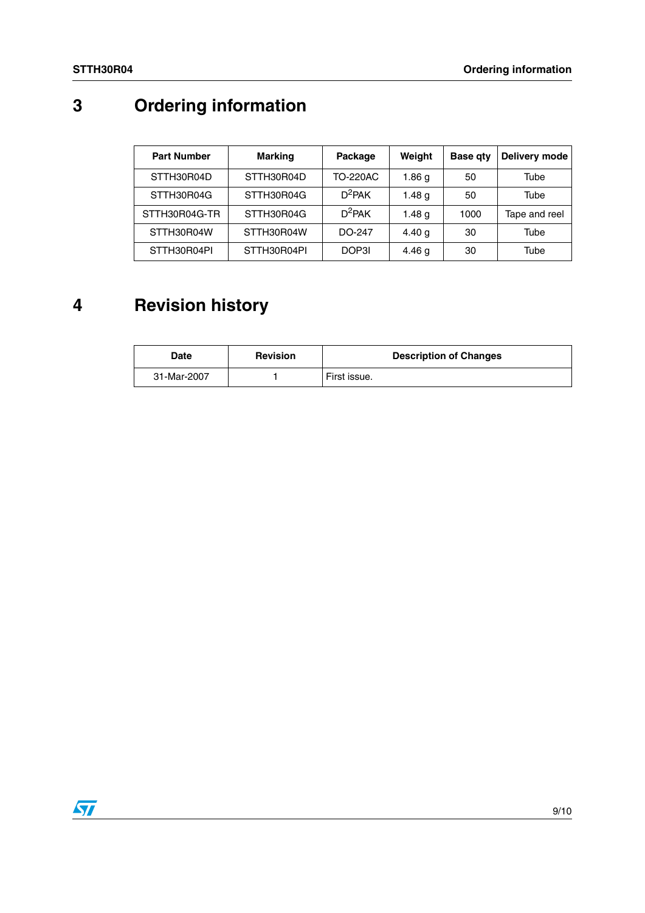# 3 Ordering information

| Part Number | Marking | Package | Weight | Base qty | Delivery mode |
|---|---|---|---|---|---|
| STTH30R04D | STTH30R04D | TO-220AC | 1.86 g | 50 | Tube |
| STTH30R04G | STTH30R04G | $D^2PAK$ | 1.48 g | 50 | Tube |
| STTH30R04G-TR | STTH30R04G | $D^2PAK$ | 1.48 g | 1000 | Tape and reel |
| STTH30R04W | STTH30R04W | DO-247 | 4.40 g | 30 | Tube |
| STTH30R04PI | STTH30R04PI | DOP3I | 4.46 g | 30 | Tube |

# 4 Revision history

| Date | Revision | Description of Changes |
|---|---|---|
| 31-Mar-2007 | 1 | First issue. |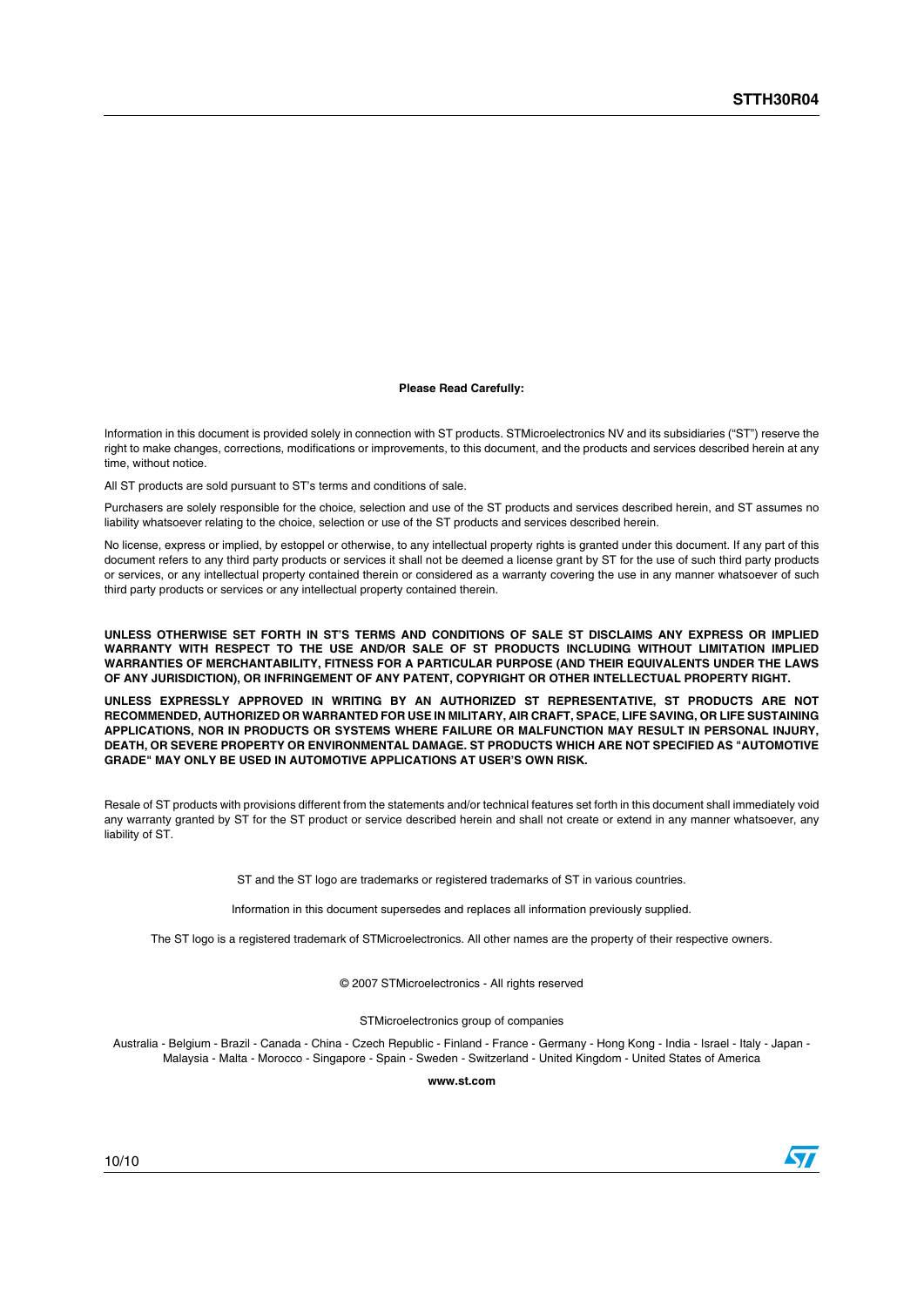**Please Read Carefully:**

Information in this document is provided solely in connection with ST products. STMicroelectronics NV and its subsidiaries ("ST") reserve the right to make changes, corrections, modifications or improvements, to this document, and the products and services described herein at any time, without notice.

All ST products are sold pursuant to ST's terms and conditions of sale.

Purchasers are solely responsible for the choice, selection and use of the ST products and services described herein, and ST assumes no liability whatsoever relating to the choice, selection or use of the ST products and services described herein.

No license, express or implied, by estoppel or otherwise, to any intellectual property rights is granted under this document. If any part of this document refers to any third party products or services it shall not be deemed a license grant by ST for the use of such third party products or services, or any intellectual property contained therein or considered as a warranty covering the use in any manner whatsoever of such third party products or services or any intellectual property contained therein.

**UNLESS OTHERWISE SET FORTH IN ST'S TERMS AND CONDITIONS OF SALE ST DISCLAIMS ANY EXPRESS OR IMPLIED WARRANTY WITH RESPECT TO THE USE AND/OR SALE OF ST PRODUCTS INCLUDING WITHOUT LIMITATION IMPLIED WARRANTIES OF MERCHANTABILITY, FITNESS FOR A PARTICULAR PURPOSE (AND THEIR EQUIVALENTS UNDER THE LAWS OF ANY JURISDICTION), OR INFRINGEMENT OF ANY PATENT, COPYRIGHT OR OTHER INTELLECTUAL PROPERTY RIGHT.**

**UNLESS EXPRESSLY APPROVED IN WRITING BY AN AUTHORIZED ST REPRESENTATIVE, ST PRODUCTS ARE NOT RECOMMENDED, AUTHORIZED OR WARRANTED FOR USE IN MILITARY, AIR CRAFT, SPACE, LIFE SAVING, OR LIFE SUSTAINING APPLICATIONS, NOR IN PRODUCTS OR SYSTEMS WHERE FAILURE OR MALFUNCTION MAY RESULT IN PERSONAL INJURY, DEATH, OR SEVERE PROPERTY OR ENVIRONMENTAL DAMAGE. ST PRODUCTS WHICH ARE NOT SPECIFIED AS "AUTOMOTIVE GRADE" MAY ONLY BE USED IN AUTOMOTIVE APPLICATIONS AT USER'S OWN RISK.**

Resale of ST products with provisions different from the statements and/or technical features set forth in this document shall immediately void any warranty granted by ST for the ST product or service described herein and shall not create or extend in any manner whatsoever, any liability of ST.

ST and the ST logo are trademarks or registered trademarks of ST in various countries.

Information in this document supersedes and replaces all information previously supplied.

The ST logo is a registered trademark of STMicroelectronics. All other names are the property of their respective owners.

© 2007 STMicroelectronics - All rights reserved

STMicroelectronics group of companies

Australia - Belgium - Brazil - Canada - China - Czech Republic - Finland - France - Germany - Hong Kong - India - Israel - Italy - Japan - Malaysia - Malta - Morocco - Singapore - Spain - Sweden - Switzerland - United Kingdom - United States of America

**www.st.com**